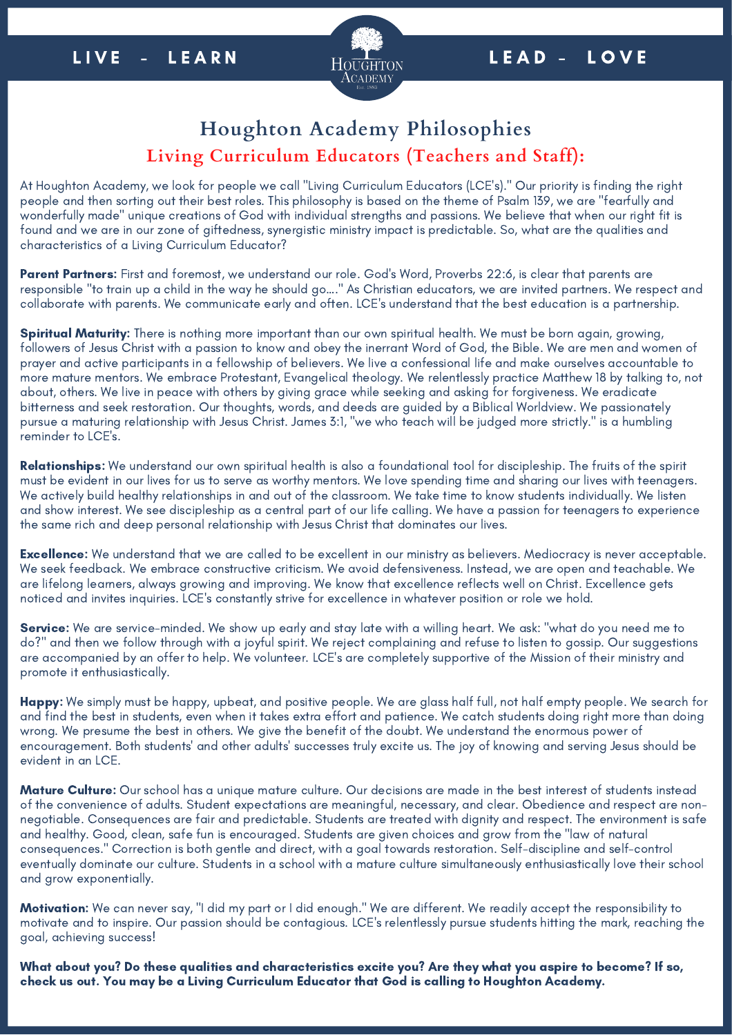LIVE - LEARN

LEAD - LOVE

# Houghton Academy Philosophies

## Living Curriculum Educators (Teachers and Staff):

At Houghton Academy, we look for people we call "Living Curriculum Educators (LCE's)." Our priority is finding the right people and then sorting out their best roles. This philosophy is based on the theme of Psalm 139, we are "fearfully and wonderfully made" unique creations of God with individual strengths and passions. We believe that when our right fit is found and we are in our zone of giftedness, synergistic ministry impact is predictable. So, what are the qualities and characteristics of a Living Curriculum Educator?

**Parent Partners:** First and foremost, we understand our role. God's Word, Proverbs 22:6, is clear that parents are responsible "to train up a child in the way he should go…." As Christian educators, we are invited partners. We respect and collaborate with parents. We communicate early and often. LCE's understand that the best education is a partnership.

**Spiritual Maturity:** There is nothing more important than our own spiritual health. We must be born again, growing, followers of Jesus Christ with a passion to know and obey the inerrant Word of God, the Bible. We are men and women of prayer and active participants in a fellowship of believers. We live a confessional life and make ourselves accountable to more mature mentors. We embrace Protestant, Evangelical theology. We relentlessly practice Matthew 18 by talking to, not about, others. We live in peace with others by giving grace while seeking and asking for forgiveness. We eradicate bitterness and seek restoration. Our thoughts, words, and deeds are guided by a Biblical Worldview. We passionately pursue a maturing relationship with Jesus Christ. James 3:1, "we who teach will be judged more strictly." is a humbling reminder to LCE's.

**Relationships:** We understand our own spiritual health is also a foundational tool for discipleship. The fruits of the spirit must be evident in our lives for us to serve as worthy mentors. We love spending time and sharing our lives with teenagers. We actively build healthy relationships in and out of the classroom. We take time to know students individually. We listen and show interest. We see discipleship as a central part of our life calling. We have a passion for teenagers to experience the same rich and deep personal relationship with Jesus Christ that dominates our lives.

**Excellence:** We understand that we are called to be excellent in our ministry as believers. Mediocracy is never acceptable. We seek feedback. We embrace constructive criticism. We avoid defensiveness. Instead, we are open and teachable. We are lifelong learners, always growing and improving. We know that excellence reflects well on Christ. Excellence gets noticed and invites inquiries. LCE's constantly strive for excellence in whatever position or role we hold.

**Service:** We are service-minded. We show up early and stay late with a willing heart. We ask: "what do you need me to do?" and then we follow through with a joyful spirit. We reject complaining and refuse to listen to gossip. Our suggestions are accompanied by an offer to help. We volunteer. LCE's are completely supportive of the Mission of their ministry and promote it enthusiastically.

**Happy:** We simply must be happy, upbeat, and positive people. We are glass half full, not half empty people. We search for and find the best in students, even when it takes extra effort and patience. We catch students doing right more than doing wrong. We presume the best in others. We give the benefit of the doubt. We understand the enormous power of encouragement. Both students' and other adults' successes truly excite us. The joy of knowing and serving Jesus should be evident in an LCE.

**Mature Culture:** Our school has a unique mature culture. Our decisions are made in the best interest of students instead of the convenience of adults. Student expectations are meaningful, necessary, and clear. Obedience and respect are non-negotiable. Consequences are fair and predictable. Students are treated with dignity and respect. The environment is safe and healthy. Good, clean, safe fun is encouraged. Students are given choices and grow from the "law of natural consequences." Correction is both gentle and direct, with a goal towards restoration. Self-discipline and self-control eventually dominate our culture. Students in a school with a mature culture simultaneously enthusiastically love their school and grow exponentially.

**Motivation:** We can never say, "I did my part or I did enough." We are different. We readily accept the responsibility to motivate and to inspire. Our passion should be contagious. LCE's relentlessly pursue students hitting the mark, reaching the goal, achieving success!

**What about you? Do these qualities and characteristics excite you? Are they what you aspire to become? If so, check us out. You may be a Living Curriculum Educator that God is calling to Houghton Academy.**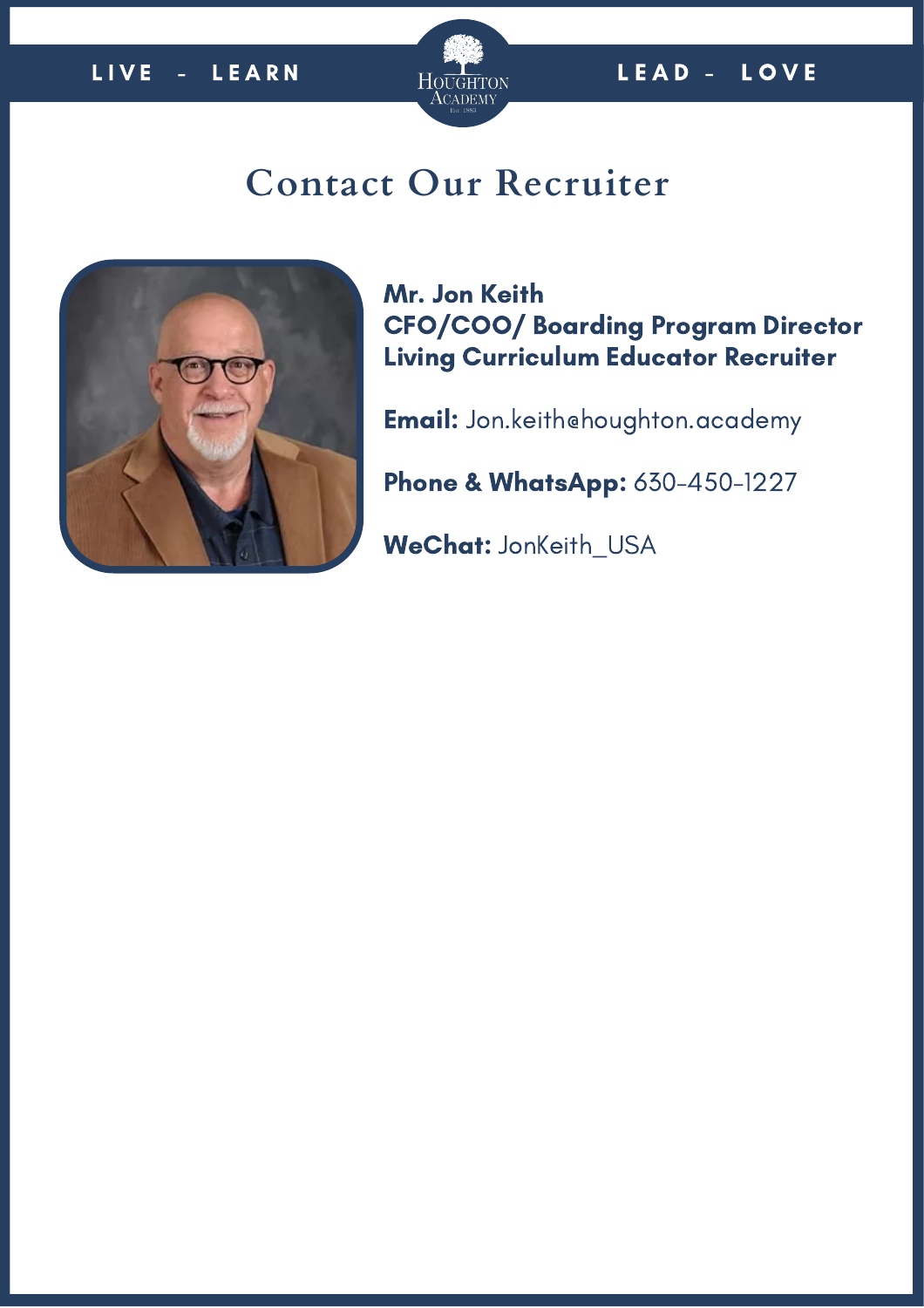LIVE - LEARN LEAD - LOVE

# Contact Our Recruiter

**Mr. Jon Keith**
**CFO/COO/ Boarding Program Director**
**Living Curriculum Educator Recruiter**

**Email:** Jon.keith@houghton.academy

**Phone & WhatsApp:** 630-450-1227

**WeChat:** JonKeith_USA